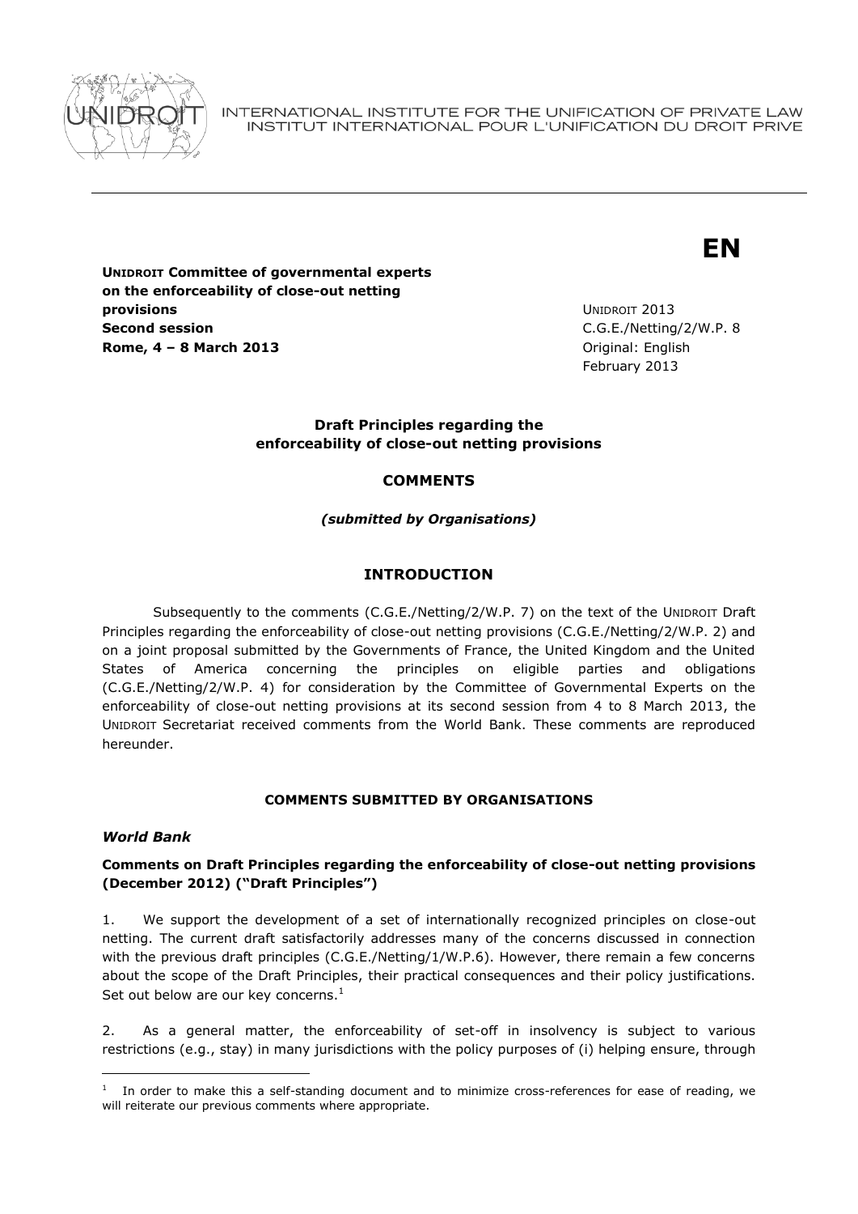INTERNATIONAL INSTITUTE FOR THE UNIFICATION OF PRIVATE LAW
INSTITUT INTERNATIONAL POUR L'UNIFICATION DU DROIT PRIVE

**EN**

**UNIDROIT Committee of governmental experts on the enforceability of close-out netting provisions**
**Second session**
**Rome, 4 – 8 March 2013**

UNIDROIT 2013
C.G.E./Netting/2/W.P. 8
Original: English
February 2013

**Draft Principles regarding the enforceability of close-out netting provisions**

**COMMENTS**

***(submitted by Organisations)***

## INTRODUCTION

Subsequently to the comments (C.G.E./Netting/2/W.P. 7) on the text of the UNIDROIT Draft Principles regarding the enforceability of close-out netting provisions (C.G.E./Netting/2/W.P. 2) and on a joint proposal submitted by the Governments of France, the United Kingdom and the United States of America concerning the principles on eligible parties and obligations (C.G.E./Netting/2/W.P. 4) for consideration by the Committee of Governmental Experts on the enforceability of close-out netting provisions at its second session from 4 to 8 March 2013, the UNIDROIT Secretariat received comments from the World Bank. These comments are reproduced hereunder.

**COMMENTS SUBMITTED BY ORGANISATIONS**

***World Bank***

**Comments on Draft Principles regarding the enforceability of close-out netting provisions (December 2012) ("Draft Principles")**

1. We support the development of a set of internationally recognized principles on close-out netting. The current draft satisfactorily addresses many of the concerns discussed in connection with the previous draft principles (C.G.E./Netting/1/W.P.6). However, there remain a few concerns about the scope of the Draft Principles, their practical consequences and their policy justifications. Set out below are our key concerns.[1]

2. As a general matter, the enforceability of set-off in insolvency is subject to various restrictions (e.g., stay) in many jurisdictions with the policy purposes of (i) helping ensure, through

[1] In order to make this a self-standing document and to minimize cross-references for ease of reading, we will reiterate our previous comments where appropriate.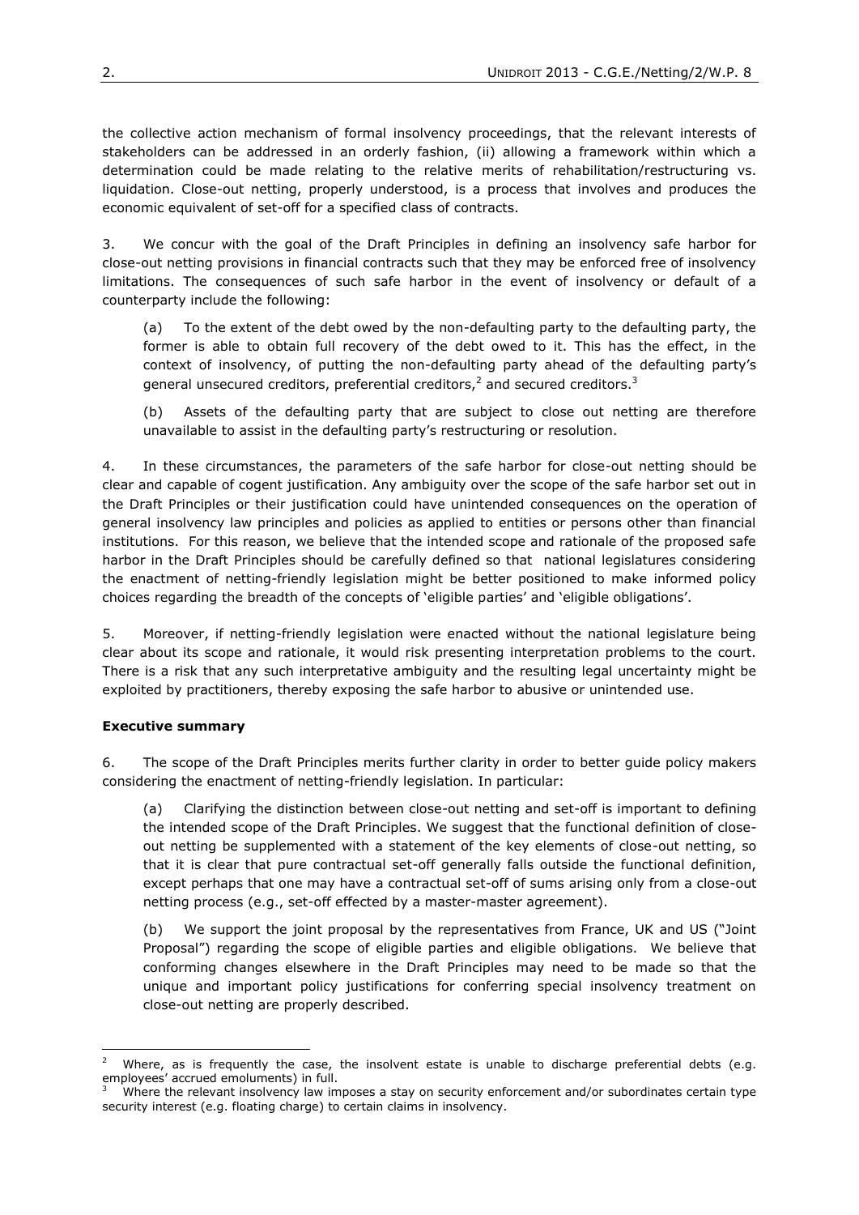the collective action mechanism of formal insolvency proceedings, that the relevant interests of stakeholders can be addressed in an orderly fashion, (ii) allowing a framework within which a determination could be made relating to the relative merits of rehabilitation/restructuring vs. liquidation. Close-out netting, properly understood, is a process that involves and produces the economic equivalent of set-off for a specified class of contracts.

3. We concur with the goal of the Draft Principles in defining an insolvency safe harbor for close-out netting provisions in financial contracts such that they may be enforced free of insolvency limitations. The consequences of such safe harbor in the event of insolvency or default of a counterparty include the following:

(a) To the extent of the debt owed by the non-defaulting party to the defaulting party, the former is able to obtain full recovery of the debt owed to it. This has the effect, in the context of insolvency, of putting the non-defaulting party ahead of the defaulting party's general unsecured creditors, preferential creditors,[2] and secured creditors.[3]

(b) Assets of the defaulting party that are subject to close out netting are therefore unavailable to assist in the defaulting party's restructuring or resolution.

4. In these circumstances, the parameters of the safe harbor for close-out netting should be clear and capable of cogent justification. Any ambiguity over the scope of the safe harbor set out in the Draft Principles or their justification could have unintended consequences on the operation of general insolvency law principles and policies as applied to entities or persons other than financial institutions. For this reason, we believe that the intended scope and rationale of the proposed safe harbor in the Draft Principles should be carefully defined so that national legislatures considering the enactment of netting-friendly legislation might be better positioned to make informed policy choices regarding the breadth of the concepts of 'eligible parties' and 'eligible obligations'.

5. Moreover, if netting-friendly legislation were enacted without the national legislature being clear about its scope and rationale, it would risk presenting interpretation problems to the court. There is a risk that any such interpretative ambiguity and the resulting legal uncertainty might be exploited by practitioners, thereby exposing the safe harbor to abusive or unintended use.

**Executive summary**

6. The scope of the Draft Principles merits further clarity in order to better guide policy makers considering the enactment of netting-friendly legislation. In particular:

(a) Clarifying the distinction between close-out netting and set-off is important to defining the intended scope of the Draft Principles. We suggest that the functional definition of close-out netting be supplemented with a statement of the key elements of close-out netting, so that it is clear that pure contractual set-off generally falls outside the functional definition, except perhaps that one may have a contractual set-off of sums arising only from a close-out netting process (e.g., set-off effected by a master-master agreement).

(b) We support the joint proposal by the representatives from France, UK and US ("Joint Proposal") regarding the scope of eligible parties and eligible obligations. We believe that conforming changes elsewhere in the Draft Principles may need to be made so that the unique and important policy justifications for conferring special insolvency treatment on close-out netting are properly described.

---

[2] Where, as is frequently the case, the insolvent estate is unable to discharge preferential debts (e.g. employees' accrued emoluments) in full.

[3] Where the relevant insolvency law imposes a stay on security enforcement and/or subordinates certain type security interest (e.g. floating charge) to certain claims in insolvency.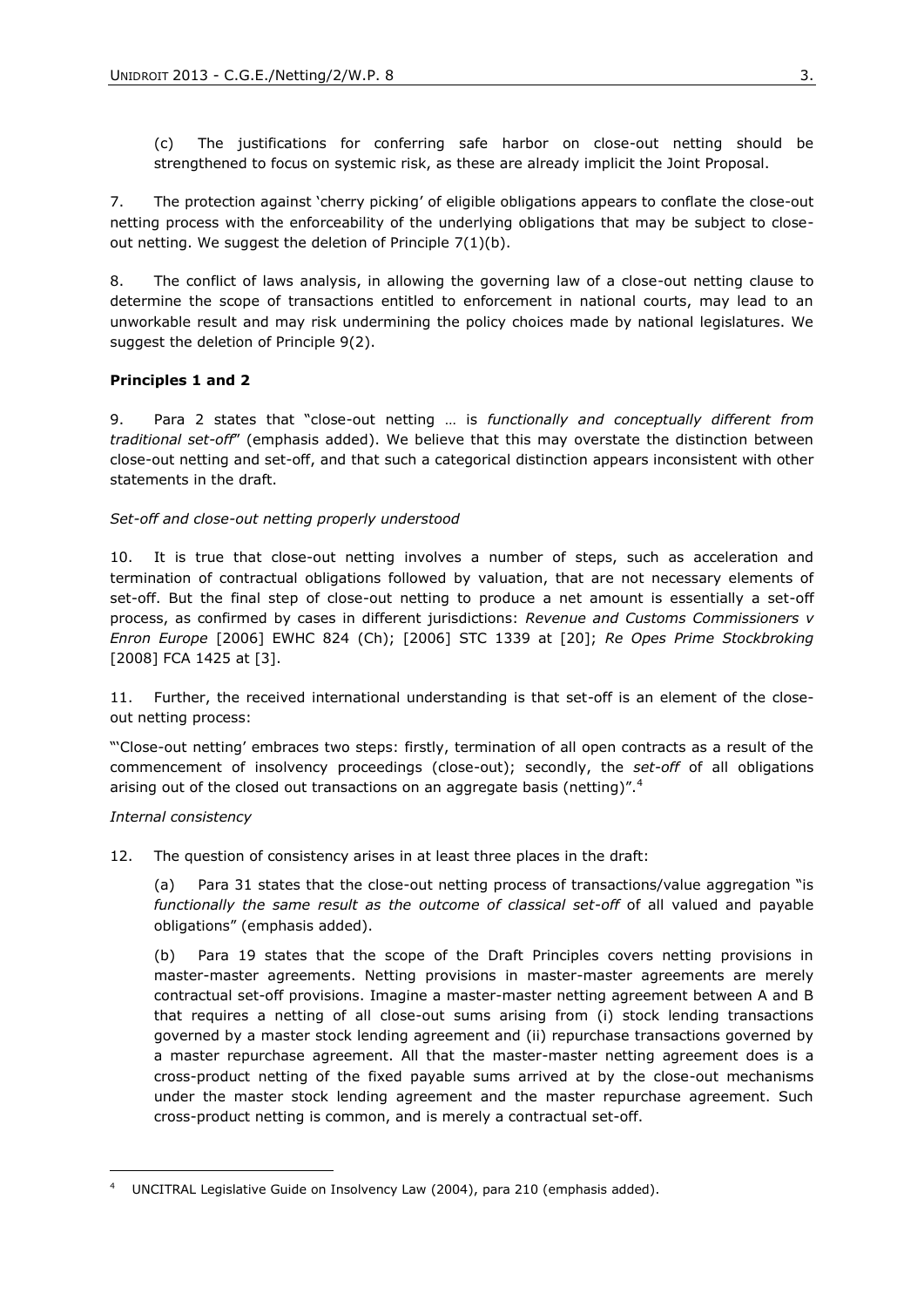(c) The justifications for conferring safe harbor on close-out netting should be strengthened to focus on systemic risk, as these are already implicit the Joint Proposal.

7. The protection against 'cherry picking' of eligible obligations appears to conflate the close-out netting process with the enforceability of the underlying obligations that may be subject to close-out netting. We suggest the deletion of Principle 7(1)(b).

8. The conflict of laws analysis, in allowing the governing law of a close-out netting clause to determine the scope of transactions entitled to enforcement in national courts, may lead to an unworkable result and may risk undermining the policy choices made by national legislatures. We suggest the deletion of Principle 9(2).

**Principles 1 and 2**

9. Para 2 states that "close-out netting … is *functionally and conceptually different from traditional set-off*" (emphasis added). We believe that this may overstate the distinction between close-out netting and set-off, and that such a categorical distinction appears inconsistent with other statements in the draft.

*Set-off and close-out netting properly understood*

10. It is true that close-out netting involves a number of steps, such as acceleration and termination of contractual obligations followed by valuation, that are not necessary elements of set-off. But the final step of close-out netting to produce a net amount is essentially a set-off process, as confirmed by cases in different jurisdictions: *Revenue and Customs Commissioners v Enron Europe* [2006] EWHC 824 (Ch); [2006] STC 1339 at [20]; *Re Opes Prime Stockbroking* [2008] FCA 1425 at [3].

11. Further, the received international understanding is that set-off is an element of the close-out netting process:

"'Close-out netting' embraces two steps: firstly, termination of all open contracts as a result of the commencement of insolvency proceedings (close-out); secondly, the *set-off* of all obligations arising out of the closed out transactions on an aggregate basis (netting)".[4]

*Internal consistency*

12. The question of consistency arises in at least three places in the draft:

(a) Para 31 states that the close-out netting process of transactions/value aggregation "is *functionally the same result as the outcome of classical set-off* of all valued and payable obligations" (emphasis added).

(b) Para 19 states that the scope of the Draft Principles covers netting provisions in master-master agreements. Netting provisions in master-master agreements are merely contractual set-off provisions. Imagine a master-master netting agreement between A and B that requires a netting of all close-out sums arising from (i) stock lending transactions governed by a master stock lending agreement and (ii) repurchase transactions governed by a master repurchase agreement. All that the master-master netting agreement does is a cross-product netting of the fixed payable sums arrived at by the close-out mechanisms under the master stock lending agreement and the master repurchase agreement. Such cross-product netting is common, and is merely a contractual set-off.

---

[4] UNCITRAL Legislative Guide on Insolvency Law (2004), para 210 (emphasis added).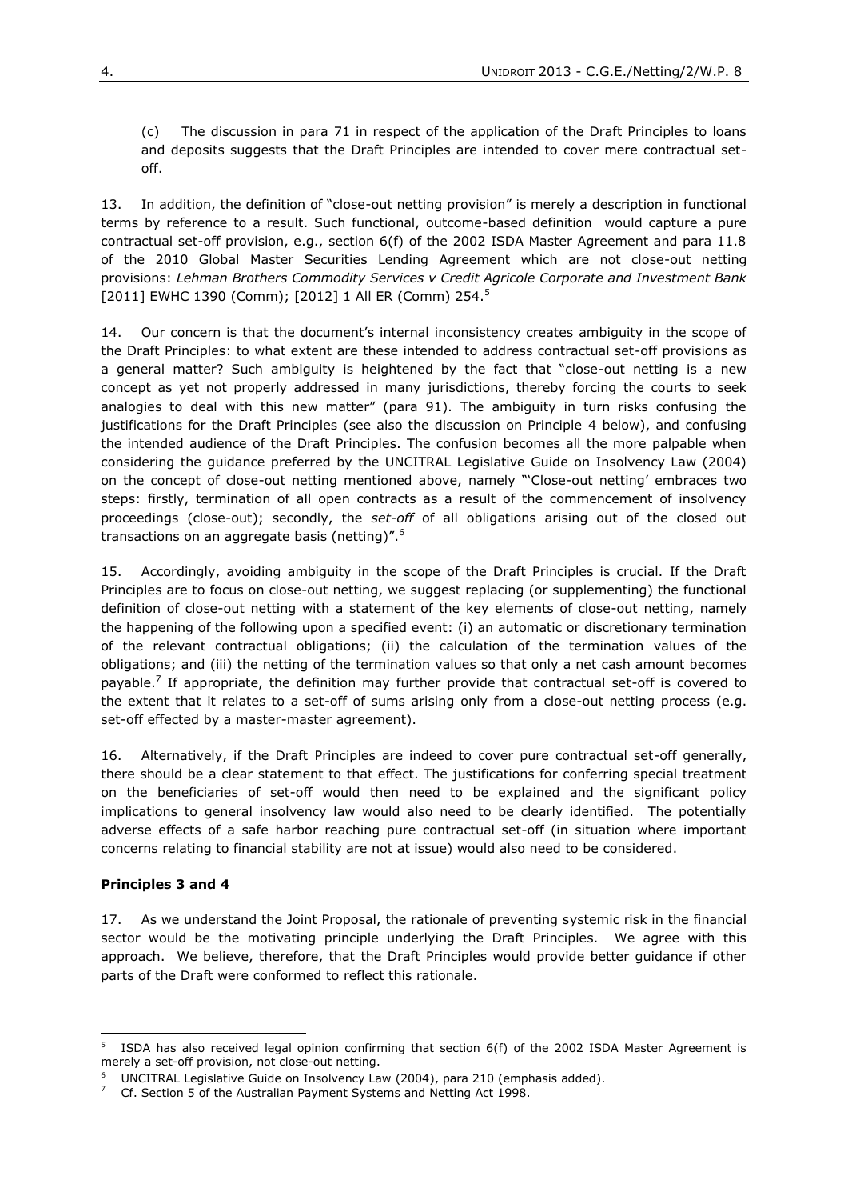(c) The discussion in para 71 in respect of the application of the Draft Principles to loans and deposits suggests that the Draft Principles are intended to cover mere contractual set-off.

13. In addition, the definition of "close-out netting provision" is merely a description in functional terms by reference to a result. Such functional, outcome-based definition would capture a pure contractual set-off provision, e.g., section 6(f) of the 2002 ISDA Master Agreement and para 11.8 of the 2010 Global Master Securities Lending Agreement which are not close-out netting provisions: *Lehman Brothers Commodity Services v Credit Agricole Corporate and Investment Bank* [2011] EWHC 1390 (Comm); [2012] 1 All ER (Comm) 254.[5]

14. Our concern is that the document's internal inconsistency creates ambiguity in the scope of the Draft Principles: to what extent are these intended to address contractual set-off provisions as a general matter? Such ambiguity is heightened by the fact that "close-out netting is a new concept as yet not properly addressed in many jurisdictions, thereby forcing the courts to seek analogies to deal with this new matter" (para 91). The ambiguity in turn risks confusing the justifications for the Draft Principles (see also the discussion on Principle 4 below), and confusing the intended audience of the Draft Principles. The confusion becomes all the more palpable when considering the guidance preferred by the UNCITRAL Legislative Guide on Insolvency Law (2004) on the concept of close-out netting mentioned above, namely "'Close-out netting' embraces two steps: firstly, termination of all open contracts as a result of the commencement of insolvency proceedings (close-out); secondly, the *set-off* of all obligations arising out of the closed out transactions on an aggregate basis (netting)".[6]

15. Accordingly, avoiding ambiguity in the scope of the Draft Principles is crucial. If the Draft Principles are to focus on close-out netting, we suggest replacing (or supplementing) the functional definition of close-out netting with a statement of the key elements of close-out netting, namely the happening of the following upon a specified event: (i) an automatic or discretionary termination of the relevant contractual obligations; (ii) the calculation of the termination values of the obligations; and (iii) the netting of the termination values so that only a net cash amount becomes payable.[7] If appropriate, the definition may further provide that contractual set-off is covered to the extent that it relates to a set-off of sums arising only from a close-out netting process (e.g. set-off effected by a master-master agreement).

16. Alternatively, if the Draft Principles are indeed to cover pure contractual set-off generally, there should be a clear statement to that effect. The justifications for conferring special treatment on the beneficiaries of set-off would then need to be explained and the significant policy implications to general insolvency law would also need to be clearly identified. The potentially adverse effects of a safe harbor reaching pure contractual set-off (in situation where important concerns relating to financial stability are not at issue) would also need to be considered.

**Principles 3 and 4**

17. As we understand the Joint Proposal, the rationale of preventing systemic risk in the financial sector would be the motivating principle underlying the Draft Principles. We agree with this approach. We believe, therefore, that the Draft Principles would provide better guidance if other parts of the Draft were conformed to reflect this rationale.

---

[5] ISDA has also received legal opinion confirming that section 6(f) of the 2002 ISDA Master Agreement is merely a set-off provision, not close-out netting.

[6] UNCITRAL Legislative Guide on Insolvency Law (2004), para 210 (emphasis added).

[7] Cf. Section 5 of the Australian Payment Systems and Netting Act 1998.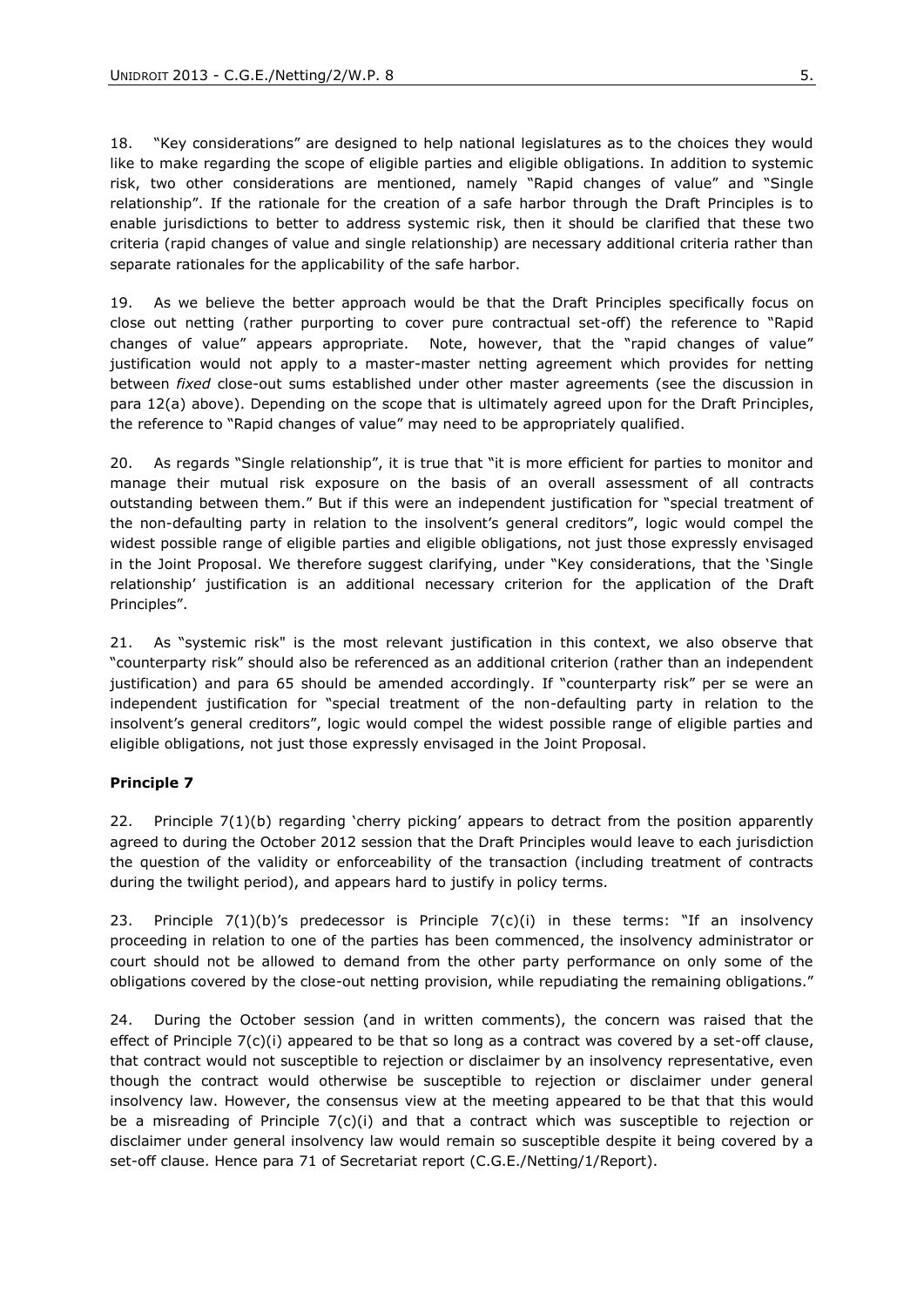18. "Key considerations" are designed to help national legislatures as to the choices they would like to make regarding the scope of eligible parties and eligible obligations. In addition to systemic risk, two other considerations are mentioned, namely "Rapid changes of value" and "Single relationship". If the rationale for the creation of a safe harbor through the Draft Principles is to enable jurisdictions to better to address systemic risk, then it should be clarified that these two criteria (rapid changes of value and single relationship) are necessary additional criteria rather than separate rationales for the applicability of the safe harbor.

19. As we believe the better approach would be that the Draft Principles specifically focus on close out netting (rather purporting to cover pure contractual set-off) the reference to "Rapid changes of value" appears appropriate. Note, however, that the "rapid changes of value" justification would not apply to a master-master netting agreement which provides for netting between *fixed* close-out sums established under other master agreements (see the discussion in para 12(a) above). Depending on the scope that is ultimately agreed upon for the Draft Principles, the reference to "Rapid changes of value" may need to be appropriately qualified.

20. As regards "Single relationship", it is true that "it is more efficient for parties to monitor and manage their mutual risk exposure on the basis of an overall assessment of all contracts outstanding between them." But if this were an independent justification for "special treatment of the non-defaulting party in relation to the insolvent's general creditors", logic would compel the widest possible range of eligible parties and eligible obligations, not just those expressly envisaged in the Joint Proposal. We therefore suggest clarifying, under "Key considerations, that the 'Single relationship' justification is an additional necessary criterion for the application of the Draft Principles".

21. As "systemic risk" is the most relevant justification in this context, we also observe that "counterparty risk" should also be referenced as an additional criterion (rather than an independent justification) and para 65 should be amended accordingly. If "counterparty risk" per se were an independent justification for "special treatment of the non-defaulting party in relation to the insolvent's general creditors", logic would compel the widest possible range of eligible parties and eligible obligations, not just those expressly envisaged in the Joint Proposal.

**Principle 7**

22. Principle 7(1)(b) regarding 'cherry picking' appears to detract from the position apparently agreed to during the October 2012 session that the Draft Principles would leave to each jurisdiction the question of the validity or enforceability of the transaction (including treatment of contracts during the twilight period), and appears hard to justify in policy terms.

23. Principle 7(1)(b)'s predecessor is Principle 7(c)(i) in these terms: "If an insolvency proceeding in relation to one of the parties has been commenced, the insolvency administrator or court should not be allowed to demand from the other party performance on only some of the obligations covered by the close-out netting provision, while repudiating the remaining obligations."

24. During the October session (and in written comments), the concern was raised that the effect of Principle 7(c)(i) appeared to be that so long as a contract was covered by a set-off clause, that contract would not susceptible to rejection or disclaimer by an insolvency representative, even though the contract would otherwise be susceptible to rejection or disclaimer under general insolvency law. However, the consensus view at the meeting appeared to be that that this would be a misreading of Principle 7(c)(i) and that a contract which was susceptible to rejection or disclaimer under general insolvency law would remain so susceptible despite it being covered by a set-off clause. Hence para 71 of Secretariat report (C.G.E./Netting/1/Report).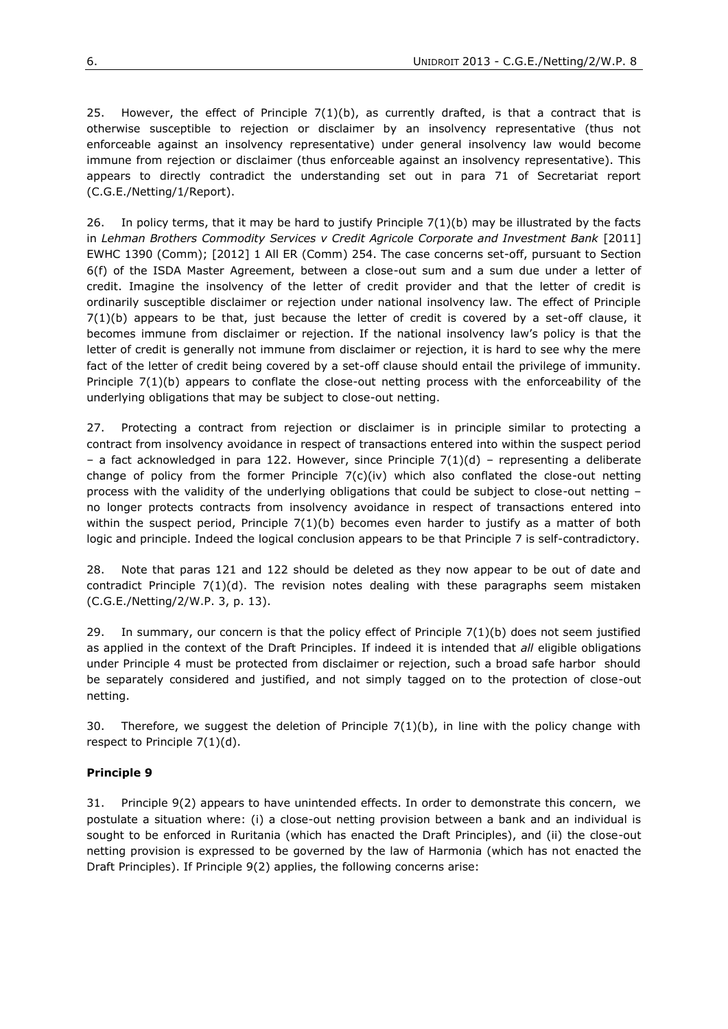25. However, the effect of Principle 7(1)(b), as currently drafted, is that a contract that is otherwise susceptible to rejection or disclaimer by an insolvency representative (thus not enforceable against an insolvency representative) under general insolvency law would become immune from rejection or disclaimer (thus enforceable against an insolvency representative). This appears to directly contradict the understanding set out in para 71 of Secretariat report (C.G.E./Netting/1/Report).

26. In policy terms, that it may be hard to justify Principle 7(1)(b) may be illustrated by the facts in *Lehman Brothers Commodity Services v Credit Agricole Corporate and Investment Bank* [2011] EWHC 1390 (Comm); [2012] 1 All ER (Comm) 254. The case concerns set-off, pursuant to Section 6(f) of the ISDA Master Agreement, between a close-out sum and a sum due under a letter of credit. Imagine the insolvency of the letter of credit provider and that the letter of credit is ordinarily susceptible disclaimer or rejection under national insolvency law. The effect of Principle 7(1)(b) appears to be that, just because the letter of credit is covered by a set-off clause, it becomes immune from disclaimer or rejection. If the national insolvency law's policy is that the letter of credit is generally not immune from disclaimer or rejection, it is hard to see why the mere fact of the letter of credit being covered by a set-off clause should entail the privilege of immunity. Principle 7(1)(b) appears to conflate the close-out netting process with the enforceability of the underlying obligations that may be subject to close-out netting.

27. Protecting a contract from rejection or disclaimer is in principle similar to protecting a contract from insolvency avoidance in respect of transactions entered into within the suspect period – a fact acknowledged in para 122. However, since Principle 7(1)(d) – representing a deliberate change of policy from the former Principle 7(c)(iv) which also conflated the close-out netting process with the validity of the underlying obligations that could be subject to close-out netting – no longer protects contracts from insolvency avoidance in respect of transactions entered into within the suspect period, Principle 7(1)(b) becomes even harder to justify as a matter of both logic and principle. Indeed the logical conclusion appears to be that Principle 7 is self-contradictory.

28. Note that paras 121 and 122 should be deleted as they now appear to be out of date and contradict Principle 7(1)(d). The revision notes dealing with these paragraphs seem mistaken (C.G.E./Netting/2/W.P. 3, p. 13).

29. In summary, our concern is that the policy effect of Principle 7(1)(b) does not seem justified as applied in the context of the Draft Principles. If indeed it is intended that *all* eligible obligations under Principle 4 must be protected from disclaimer or rejection, such a broad safe harbor should be separately considered and justified, and not simply tagged on to the protection of close-out netting.

30. Therefore, we suggest the deletion of Principle 7(1)(b), in line with the policy change with respect to Principle 7(1)(d).

**Principle 9**

31. Principle 9(2) appears to have unintended effects. In order to demonstrate this concern, we postulate a situation where: (i) a close-out netting provision between a bank and an individual is sought to be enforced in Ruritania (which has enacted the Draft Principles), and (ii) the close-out netting provision is expressed to be governed by the law of Harmonia (which has not enacted the Draft Principles). If Principle 9(2) applies, the following concerns arise: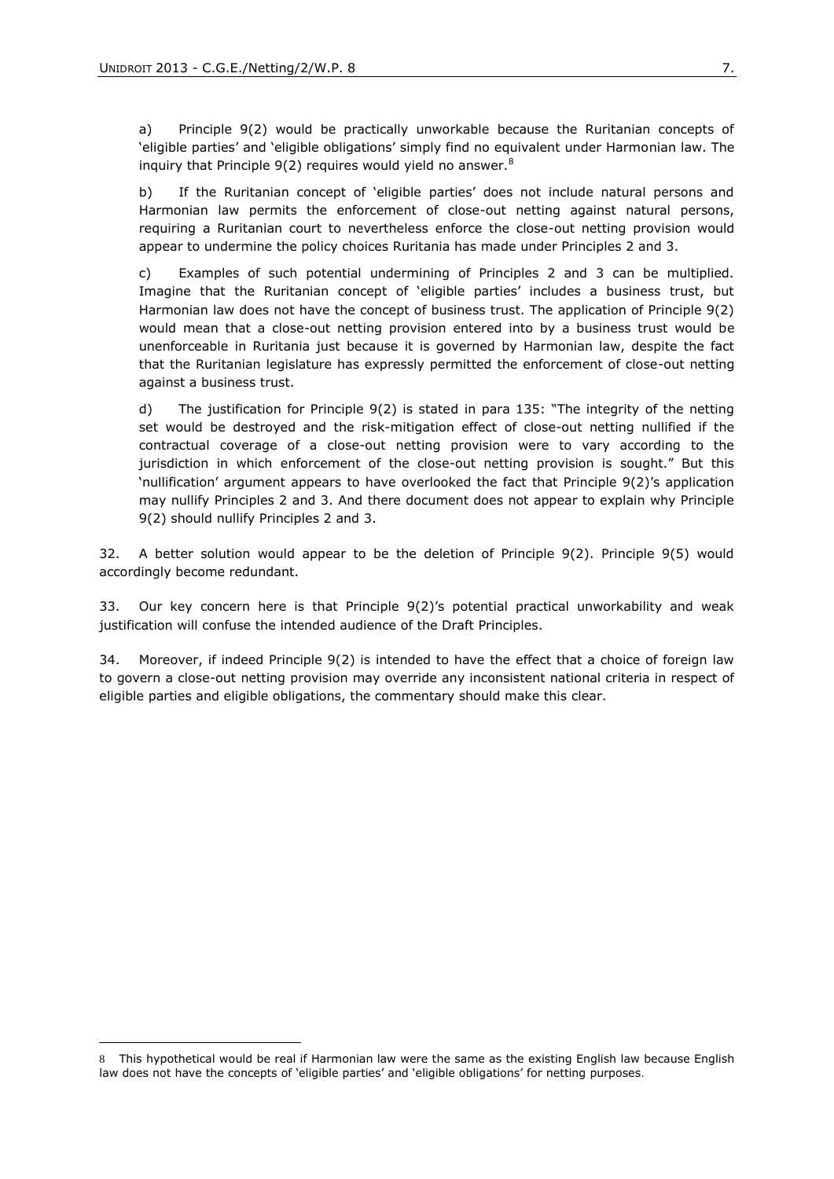a) Principle 9(2) would be practically unworkable because the Ruritanian concepts of 'eligible parties' and 'eligible obligations' simply find no equivalent under Harmonian law. The inquiry that Principle 9(2) requires would yield no answer.[8]

b) If the Ruritanian concept of 'eligible parties' does not include natural persons and Harmonian law permits the enforcement of close-out netting against natural persons, requiring a Ruritanian court to nevertheless enforce the close-out netting provision would appear to undermine the policy choices Ruritania has made under Principles 2 and 3.

c) Examples of such potential undermining of Principles 2 and 3 can be multiplied. Imagine that the Ruritanian concept of 'eligible parties' includes a business trust, but Harmonian law does not have the concept of business trust. The application of Principle 9(2) would mean that a close-out netting provision entered into by a business trust would be unenforceable in Ruritania just because it is governed by Harmonian law, despite the fact that the Ruritanian legislature has expressly permitted the enforcement of close-out netting against a business trust.

d) The justification for Principle 9(2) is stated in para 135: "The integrity of the netting set would be destroyed and the risk-mitigation effect of close-out netting nullified if the contractual coverage of a close-out netting provision were to vary according to the jurisdiction in which enforcement of the close-out netting provision is sought." But this 'nullification' argument appears to have overlooked the fact that Principle 9(2)'s application may nullify Principles 2 and 3. And there document does not appear to explain why Principle 9(2) should nullify Principles 2 and 3.

32. A better solution would appear to be the deletion of Principle 9(2). Principle 9(5) would accordingly become redundant.

33. Our key concern here is that Principle 9(2)'s potential practical unworkability and weak justification will confuse the intended audience of the Draft Principles.

34. Moreover, if indeed Principle 9(2) is intended to have the effect that a choice of foreign law to govern a close-out netting provision may override any inconsistent national criteria in respect of eligible parties and eligible obligations, the commentary should make this clear.

---

8 This hypothetical would be real if Harmonian law were the same as the existing English law because English law does not have the concepts of 'eligible parties' and 'eligible obligations' for netting purposes.